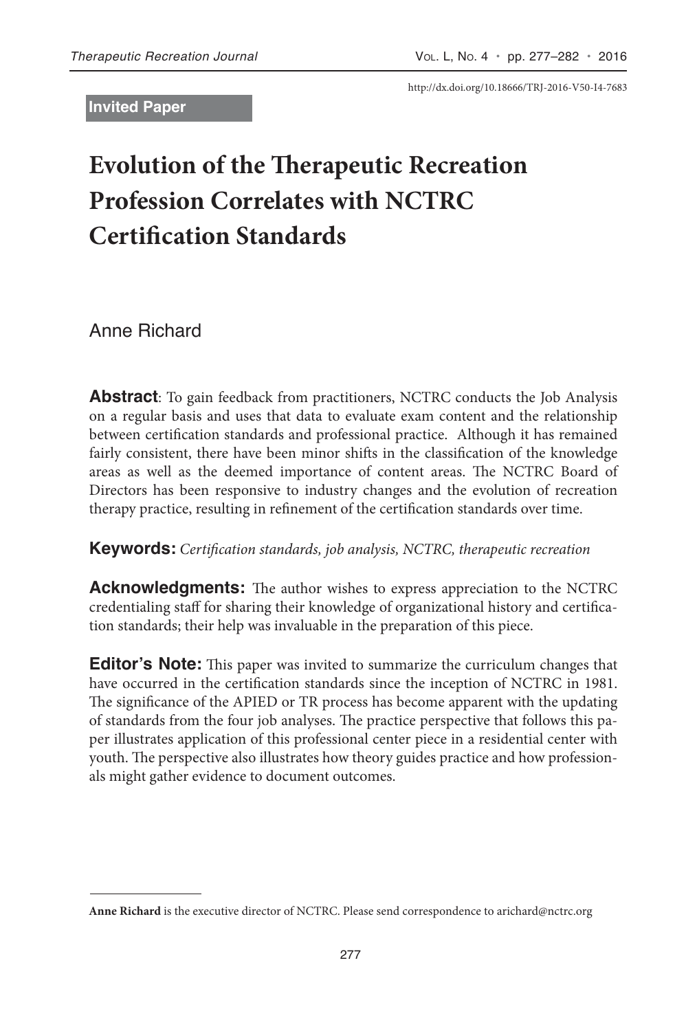http://dx.doi.org/10.18666/TRJ-2016-V50-I4-7683

**Invited Paper**

# Evolution of the Therapeutic Recreation Profession Correlates with NCTRC Certification Standards

Anne Richard

**Abstract**: To gain feedback from practitioners, NCTRC conducts the Job Analysis on a regular basis and uses that data to evaluate exam content and the relationship between certification standards and professional practice. Although it has remained fairly consistent, there have been minor shifts in the classification of the knowledge areas as well as the deemed importance of content areas. The NCTRC Board of Directors has been responsive to industry changes and the evolution of recreation therapy practice, resulting in refinement of the certification standards over time.

**Keywords:** *Certification standards, job analysis, NCTRC, therapeutic recreation*

**Acknowledgments:** The author wishes to express appreciation to the NCTRC credentialing staff for sharing their knowledge of organizational history and certification standards; their help was invaluable in the preparation of this piece.

**Editor's Note:** This paper was invited to summarize the curriculum changes that have occurred in the certification standards since the inception of NCTRC in 1981. The significance of the APIED or TR process has become apparent with the updating of standards from the four job analyses. The practice perspective that follows this paper illustrates application of this professional center piece in a residential center with youth. The perspective also illustrates how theory guides practice and how professionals might gather evidence to document outcomes.

---

**Anne Richard** is the executive director of NCTRC. Please send correspondence to arichard@nctrc.org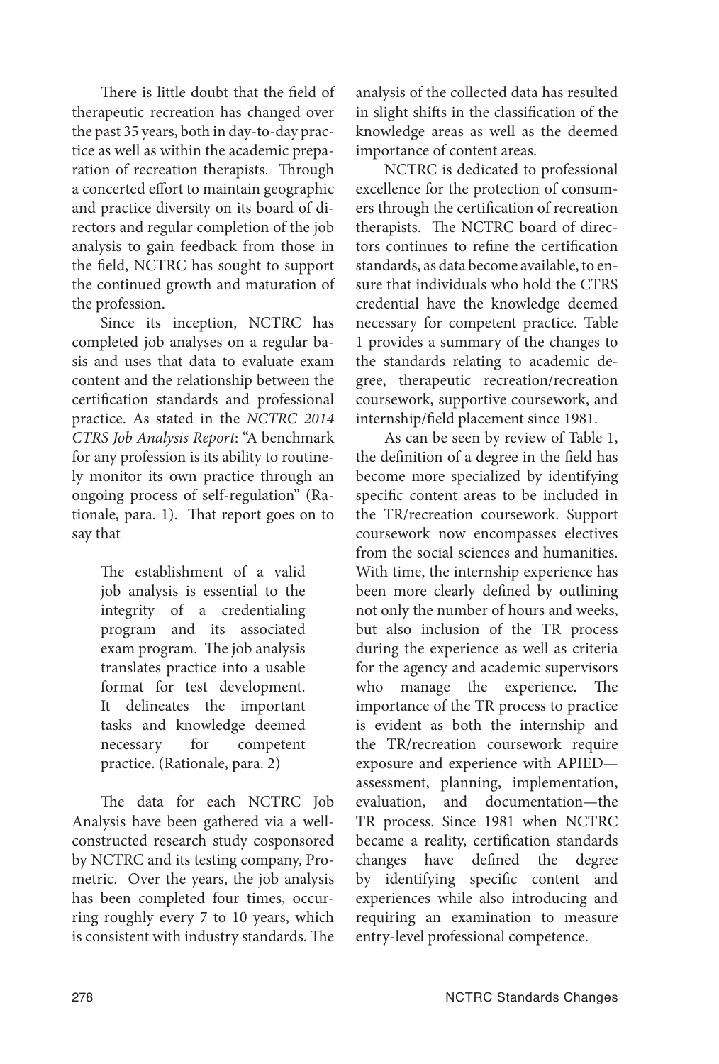There is little doubt that the field of therapeutic recreation has changed over the past 35 years, both in day-to-day practice as well as within the academic preparation of recreation therapists. Through a concerted effort to maintain geographic and practice diversity on its board of directors and regular completion of the job analysis to gain feedback from those in the field, NCTRC has sought to support the continued growth and maturation of the profession.

Since its inception, NCTRC has completed job analyses on a regular basis and uses that data to evaluate exam content and the relationship between the certification standards and professional practice. As stated in the *NCTRC 2014 CTRS Job Analysis Report*: "A benchmark for any profession is its ability to routinely monitor its own practice through an ongoing process of self-regulation" (Rationale, para. 1). That report goes on to say that

> The establishment of a valid job analysis is essential to the integrity of a credentialing program and its associated exam program. The job analysis translates practice into a usable format for test development. It delineates the important tasks and knowledge deemed necessary for competent practice. (Rationale, para. 2)

The data for each NCTRC Job Analysis have been gathered via a well-constructed research study cosponsored by NCTRC and its testing company, Prometric. Over the years, the job analysis has been completed four times, occurring roughly every 7 to 10 years, which is consistent with industry standards. The analysis of the collected data has resulted in slight shifts in the classification of the knowledge areas as well as the deemed importance of content areas.

NCTRC is dedicated to professional excellence for the protection of consumers through the certification of recreation therapists. The NCTRC board of directors continues to refine the certification standards, as data become available, to ensure that individuals who hold the CTRS credential have the knowledge deemed necessary for competent practice. Table 1 provides a summary of the changes to the standards relating to academic degree, therapeutic recreation/recreation coursework, supportive coursework, and internship/field placement since 1981.

As can be seen by review of Table 1, the definition of a degree in the field has become more specialized by identifying specific content areas to be included in the TR/recreation coursework. Support coursework now encompasses electives from the social sciences and humanities. With time, the internship experience has been more clearly defined by outlining not only the number of hours and weeks, but also inclusion of the TR process during the experience as well as criteria for the agency and academic supervisors who manage the experience. The importance of the TR process to practice is evident as both the internship and the TR/recreation coursework require exposure and experience with APIED—assessment, planning, implementation, evaluation, and documentation—the TR process. Since 1981 when NCTRC became a reality, certification standards changes have defined the degree by identifying specific content and experiences while also introducing and requiring an examination to measure entry-level professional competence.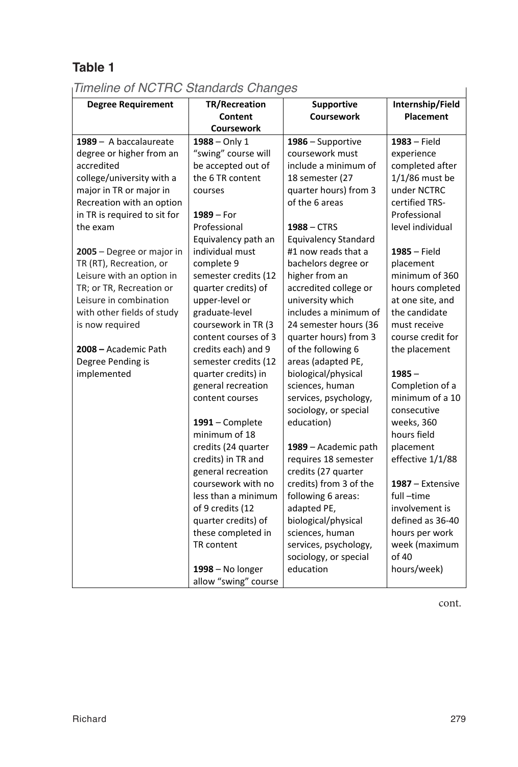**Table 1**

*Timeline of NCTRC Standards Changes*

| Degree Requirement | TR/Recreation Content Coursework | Supportive Coursework | Internship/Field Placement |
|---|---|---|---|
| **1989** – A baccalaureate degree or higher from an accredited college/university with a major in TR or major in Recreation with an option in TR is required to sit for the exam<br><br>**2005** – Degree or major in TR (RT), Recreation, or Leisure with an option in TR; or TR, Recreation or Leisure in combination with other fields of study is now required<br><br>**2008 –** Academic Path Degree Pending is implemented | **1988** – Only 1 "swing" course will be accepted out of the 6 TR content courses<br><br>**1989** – For Professional Equivalency path an individual must complete 9 semester credits (12 quarter credits) of upper-level or graduate-level coursework in TR (3 content courses of 3 credits each) and 9 semester credits (12 quarter credits) in general recreation content courses<br><br>**1991** – Complete minimum of 18 credits (24 quarter credits) in TR and general recreation coursework with no less than a minimum of 9 credits (12 quarter credits) of these completed in TR content<br><br>**1998** – No longer allow "swing" course | **1986** – Supportive coursework must include a minimum of 18 semester (27 quarter hours) from 3 of the 6 areas<br><br>**1988** – CTRS Equivalency Standard #1 now reads that a bachelors degree or higher from an accredited college or university which includes a minimum of 24 semester hours (36 quarter hours) from 3 of the following 6 areas (adapted PE, biological/physical sciences, human services, psychology, sociology, or special education)<br><br>**1989** – Academic path requires 18 semester credits (27 quarter credits) from 3 of the following 6 areas: adapted PE, biological/physical sciences, human services, psychology, sociology, or special education | **1983** – Field experience completed after 1/1/86 must be under NCTRC certified TRS-Professional level individual<br><br>**1985** – Field placement minimum of 360 hours completed at one site, and the candidate must receive course credit for the placement<br><br>**1985** – Completion of a minimum of a 10 consecutive weeks, 360 hours field placement effective 1/1/88<br><br>**1987** – Extensive full –time involvement is defined as 36-40 hours per work week (maximum of 40 hours/week) |

cont.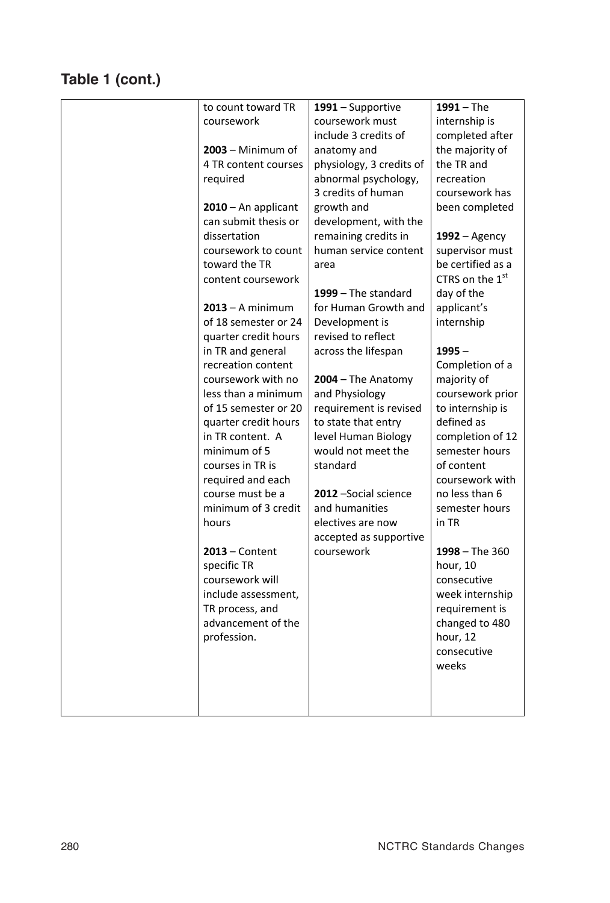## Table 1 (cont.)

| | | | |
|---|---|---|---|
| | to count toward TR coursework<br><br>**2003** – Minimum of 4 TR content courses required<br><br>**2010** – An applicant can submit thesis or dissertation coursework to count toward the TR content coursework<br><br>**2013** – A minimum of 18 semester or 24 quarter credit hours in TR and general recreation content coursework with no less than a minimum of 15 semester or 20 quarter credit hours in TR content. A minimum of 5 courses in TR is required and each course must be a minimum of 3 credit hours<br><br>**2013** – Content specific TR coursework will include assessment, TR process, and advancement of the profession. | **1991** – Supportive coursework must include 3 credits of anatomy and physiology, 3 credits of abnormal psychology, 3 credits of human growth and development, with the remaining credits in human service content area<br><br>**1999** – The standard for Human Growth and Development is revised to reflect across the lifespan<br><br>**2004** – The Anatomy and Physiology requirement is revised to state that entry level Human Biology would not meet the standard<br><br>**2012** –Social science and humanities electives are now accepted as supportive coursework | **1991** – The internship is completed after the majority of the TR and recreation coursework has been completed<br><br>**1992** – Agency supervisor must be certified as a CTRS on the 1st day of the applicant's internship<br><br>**1995** – Completion of a majority of coursework prior to internship is defined as completion of 12 semester hours of content coursework with no less than 6 semester hours in TR<br><br>**1998** – The 360 hour, 10 consecutive week internship requirement is changed to 480 hour, 12 consecutive weeks |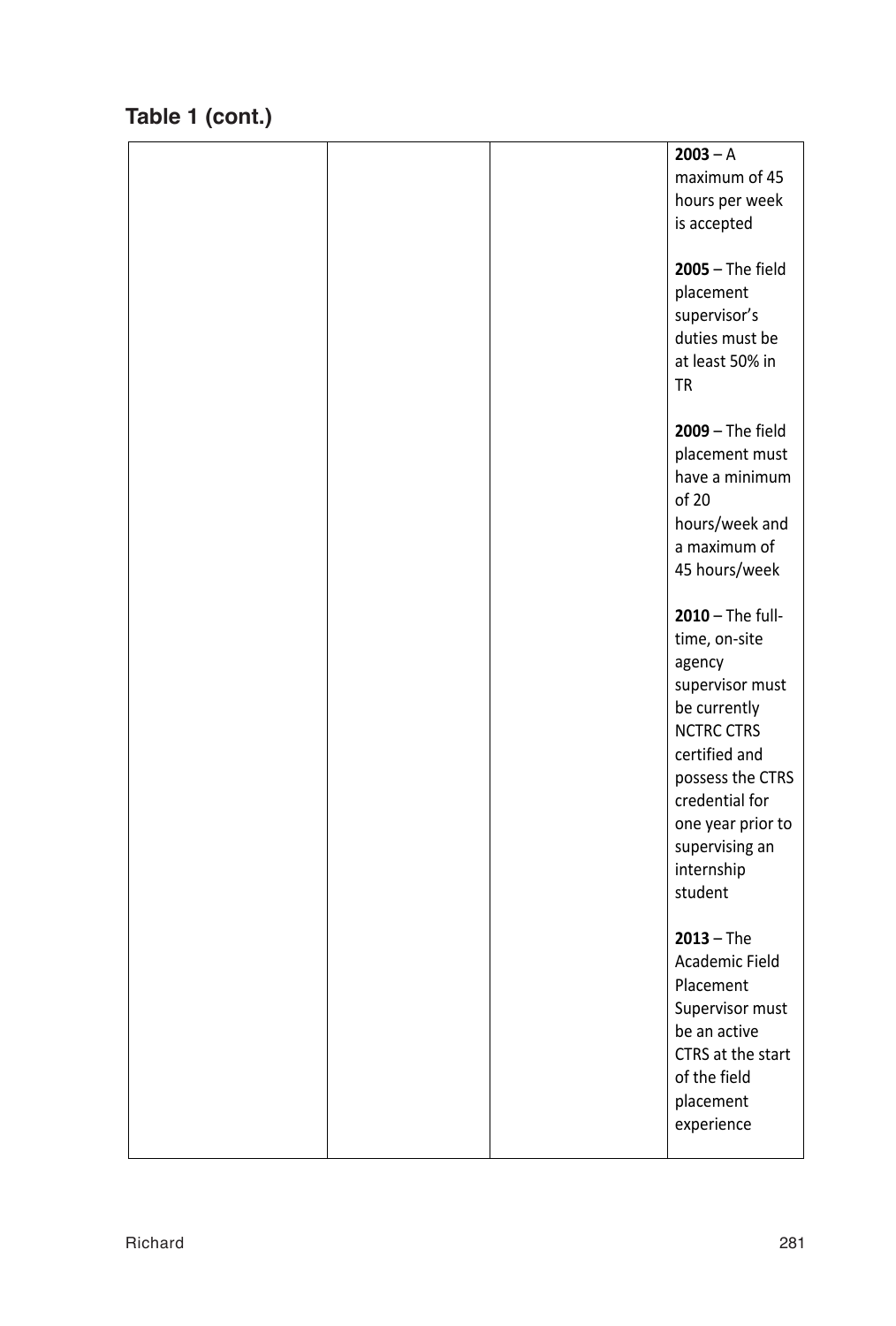**Table 1 (cont.)**

| | | | |
|---|---|---|---|
| | | | **2003** – A maximum of 45 hours per week is accepted<br><br>**2005** – The field placement supervisor's duties must be at least 50% in TR<br><br>**2009** – The field placement must have a minimum of 20 hours/week and a maximum of 45 hours/week<br><br>**2010** – The full-time, on-site agency supervisor must be currently NCTRC CTRS certified and possess the CTRS credential for one year prior to supervising an internship student<br><br>**2013** – The Academic Field Placement Supervisor must be an active CTRS at the start of the field placement experience |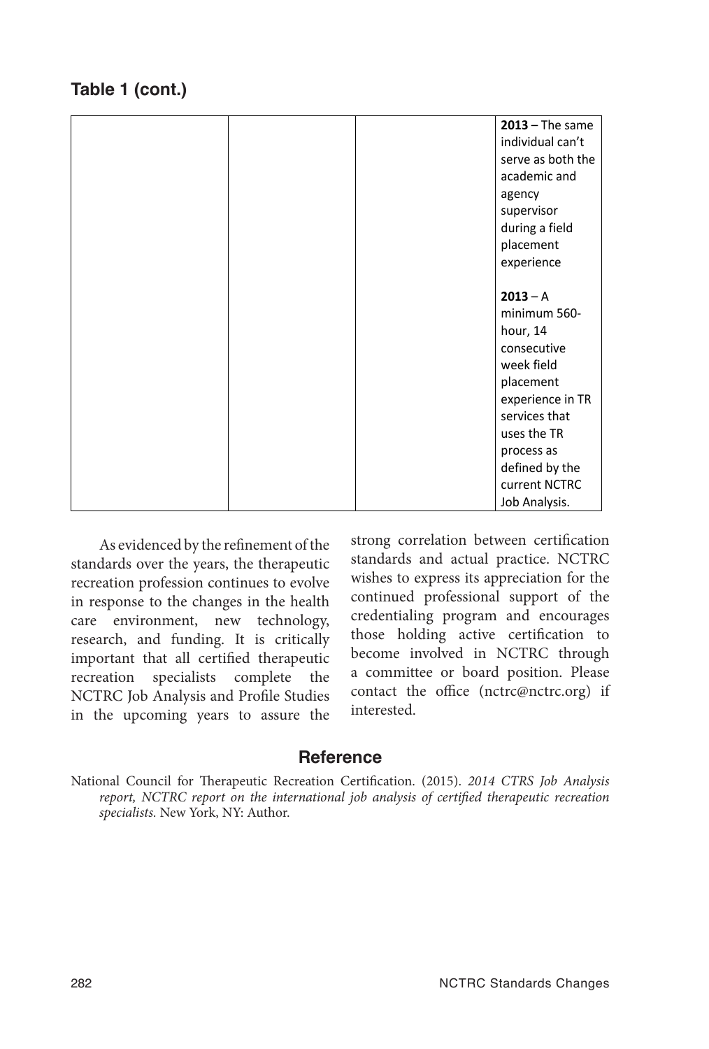**Table 1 (cont.)**

| | | | |
|---|---|---|---|
| | | | **2013** – The same individual can't serve as both the academic and agency supervisor during a field placement experience<br><br>**2013** – A minimum 560-hour, 14 consecutive week field placement experience in TR services that uses the TR process as defined by the current NCTRC Job Analysis. |

As evidenced by the refinement of the standards over the years, the therapeutic recreation profession continues to evolve in response to the changes in the health care environment, new technology, research, and funding. It is critically important that all certified therapeutic recreation specialists complete the NCTRC Job Analysis and Profile Studies in the upcoming years to assure the strong correlation between certification standards and actual practice. NCTRC wishes to express its appreciation for the continued professional support of the credentialing program and encourages those holding active certification to become involved in NCTRC through a committee or board position. Please contact the office (nctrc@nctrc.org) if interested.

## Reference

National Council for Therapeutic Recreation Certification. (2015). *2014 CTRS Job Analysis report, NCTRC report on the international job analysis of certified therapeutic recreation specialists.* New York, NY: Author.